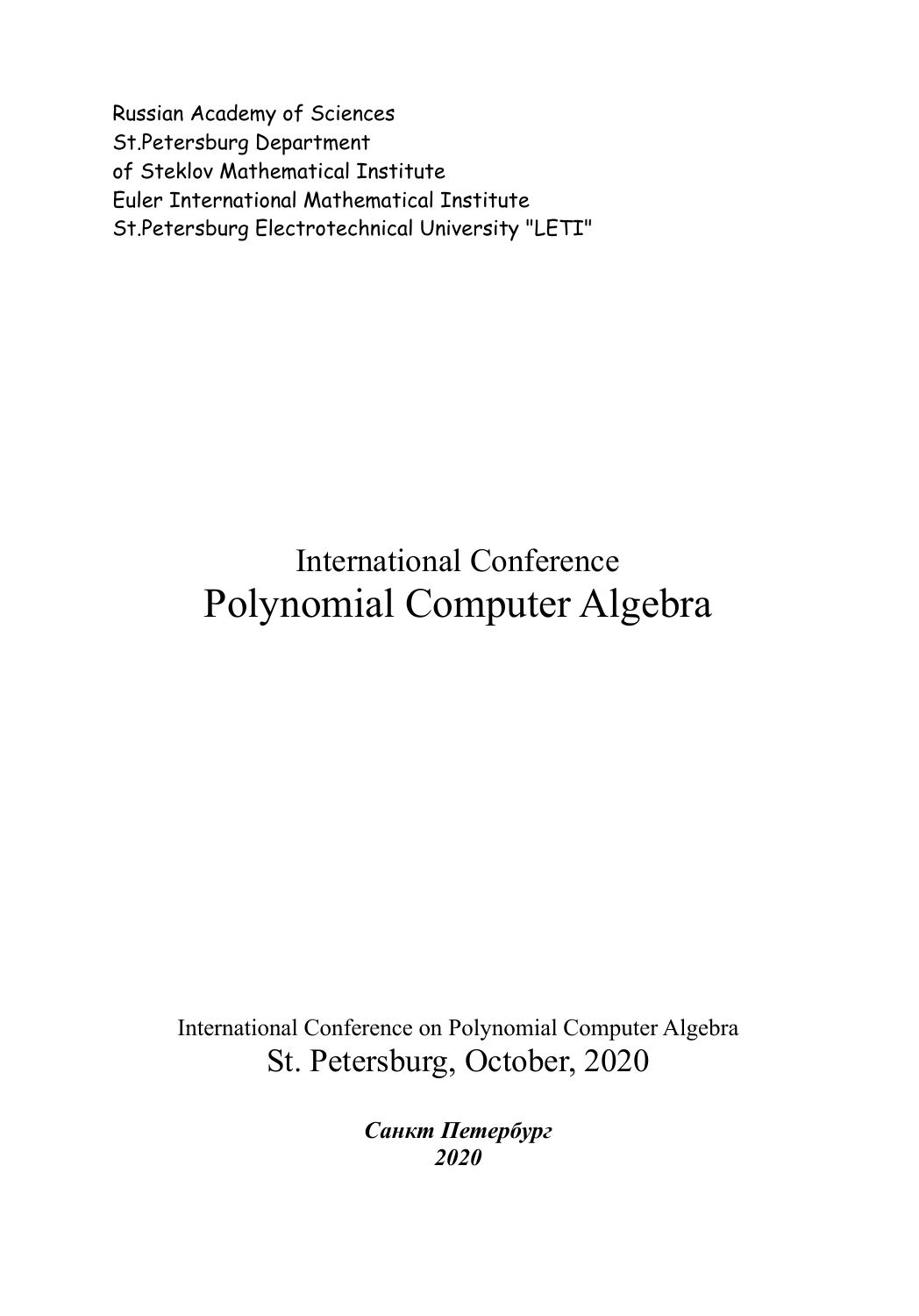Russian Academy of Sciences
St.Petersburg Department
of Steklov Mathematical Institute
Euler International Mathematical Institute
St.Petersburg Electrotechnical University "LETI"

International Conference

# Polynomial Computer Algebra

International Conference on Polynomial Computer Algebra

St. Petersburg, October, 2020

***Санкт Петербург***
***2020***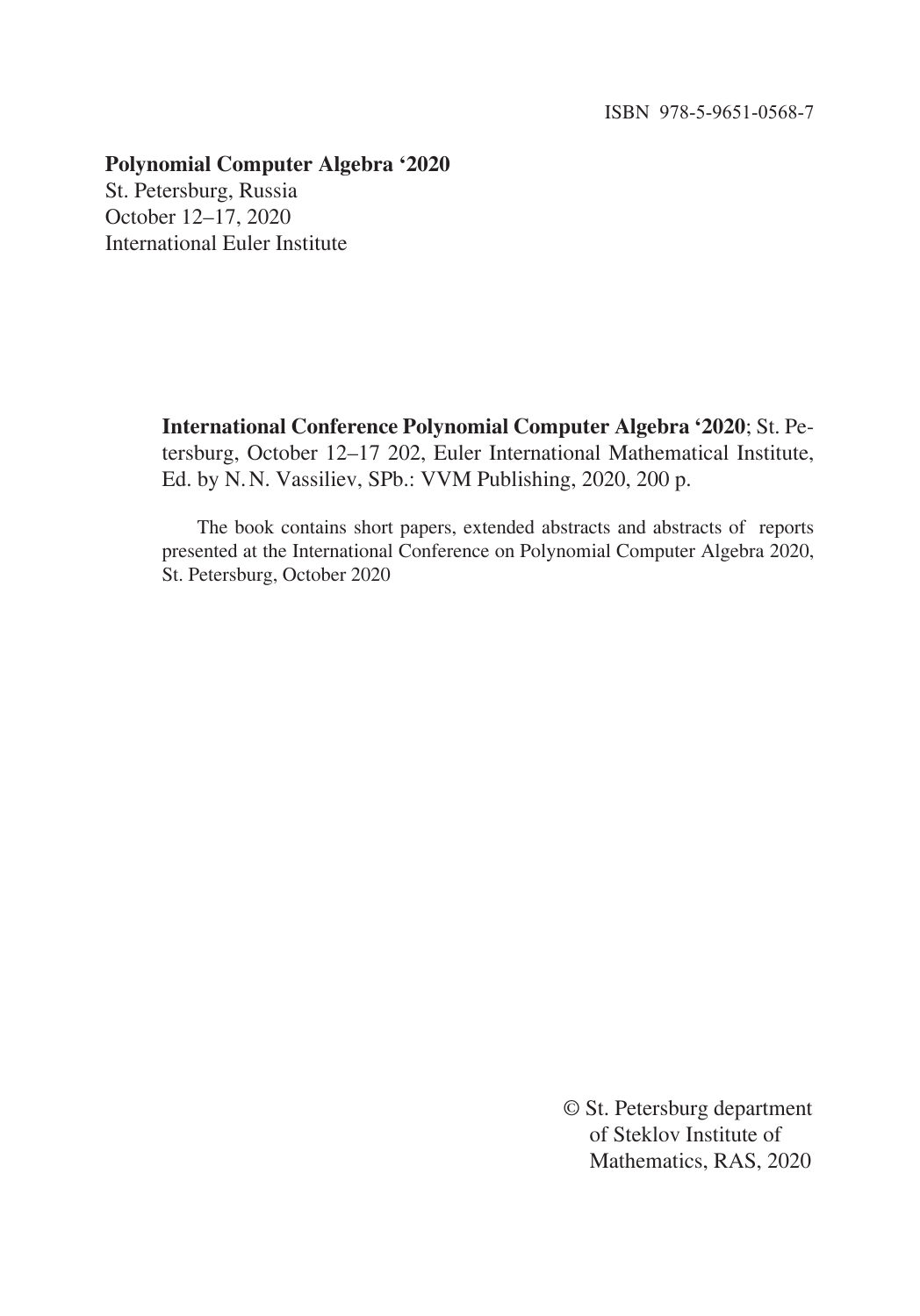ISBN 978-5-9651-0568-7

**Polynomial Computer Algebra '2020**
St. Petersburg, Russia
October 12–17, 2020
International Euler Institute

**International Conference Polynomial Computer Algebra '2020**; St. Petersburg, October 12–17 202, Euler International Mathematical Institute, Ed. by N. N. Vassiliev, SPb.: VVM Publishing, 2020, 200 p.

The book contains short papers, extended abstracts and abstracts of reports presented at the International Conference on Polynomial Computer Algebra 2020, St. Petersburg, October 2020

© St. Petersburg department of Steklov Institute of Mathematics, RAS, 2020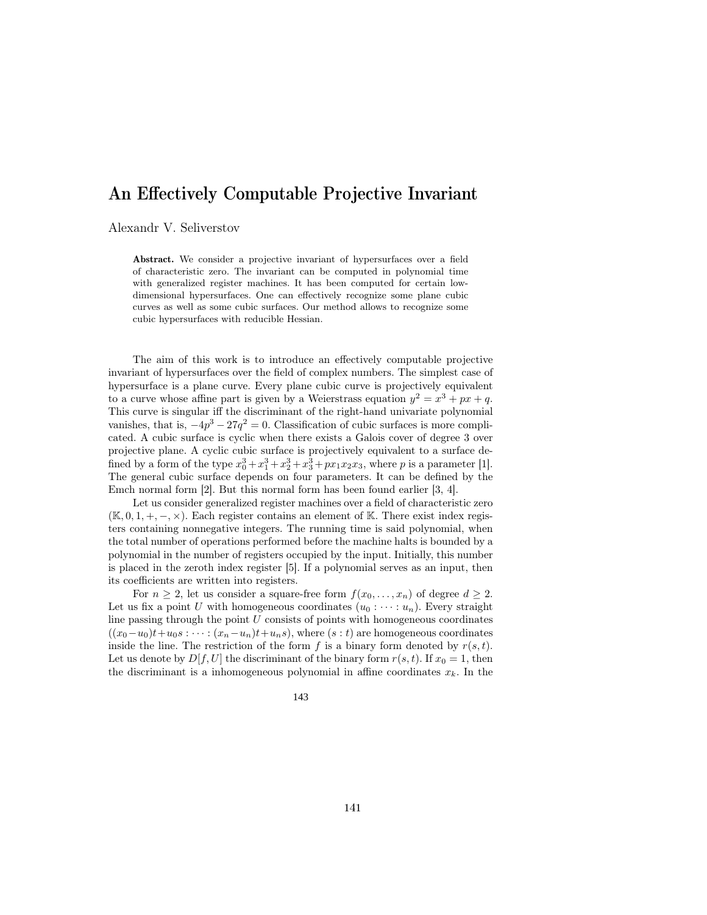# An Effectively Computable Projective Invariant

Alexandr V. Seliverstov

**Abstract.** We consider a projective invariant of hypersurfaces over a field of characteristic zero. The invariant can be computed in polynomial time with generalized register machines. It has been computed for certain low-dimensional hypersurfaces. One can effectively recognize some plane cubic curves as well as some cubic surfaces. Our method allows to recognize some cubic hypersurfaces with reducible Hessian.

The aim of this work is to introduce an effectively computable projective invariant of hypersurfaces over the field of complex numbers. The simplest case of hypersurface is a plane curve. Every plane cubic curve is projectively equivalent to a curve whose affine part is given by a Weierstrass equation $y^2 = x^3 + px + q$. This curve is singular iff the discriminant of the right-hand univariate polynomial vanishes, that is, $-4p^3 - 27q^2 = 0$. Classification of cubic surfaces is more complicated. A cubic surface is cyclic when there exists a Galois cover of degree 3 over projective plane. A cyclic cubic surface is projectively equivalent to a surface defined by a form of the type $x_0^3 + x_1^3 + x_2^3 + x_3^3 + px_1x_2x_3$, where $p$ is a parameter [1]. The general cubic surface depends on four parameters. It can be defined by the Emch normal form [2]. But this normal form has been found earlier [3, 4].

Let us consider generalized register machines over a field of characteristic zero $(\mathbb{K}, 0, 1, +, -, \times)$. Each register contains an element of $\mathbb{K}$. There exist index registers containing nonnegative integers. The running time is said polynomial, when the total number of operations performed before the machine halts is bounded by a polynomial in the number of registers occupied by the input. Initially, this number is placed in the zeroth index register [5]. If a polynomial serves as an input, then its coefficients are written into registers.

For $n \geq 2$, let us consider a square-free form $f(x_0, \ldots, x_n)$ of degree $d \geq 2$. Let us fix a point $U$ with homogeneous coordinates $(u_0 : \cdots : u_n)$. Every straight line passing through the point $U$ consists of points with homogeneous coordinates $((x_0 - u_0)t + u_0 s : \cdots : (x_n - u_n)t + u_n s)$, where $(s : t)$ are homogeneous coordinates inside the line. The restriction of the form $f$ is a binary form denoted by $r(s, t)$. Let us denote by $D[f, U]$ the discriminant of the binary form $r(s, t)$. If $x_0 = 1$, then the discriminant is a inhomogeneous polynomial in affine coordinates $x_k$. In the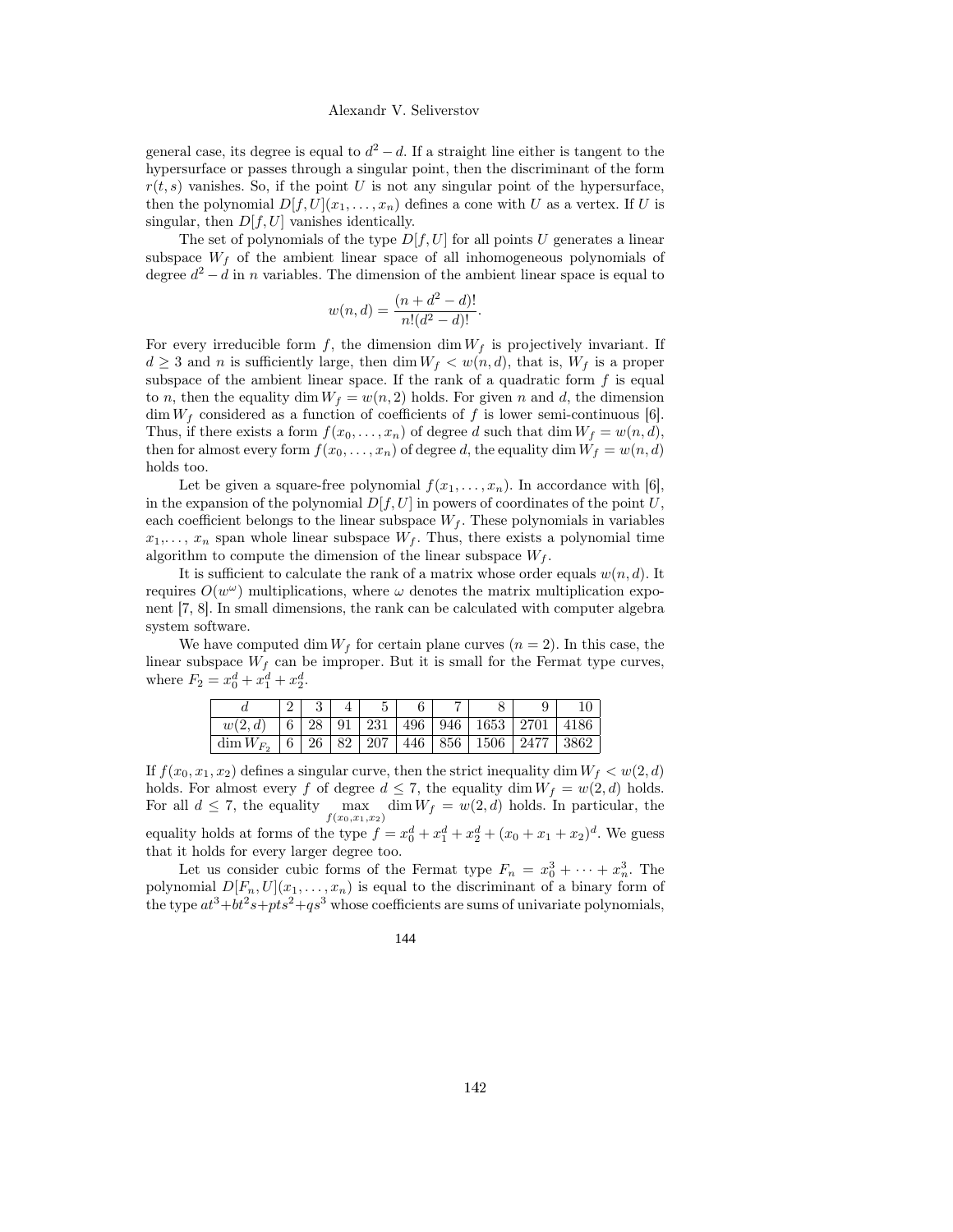general case, its degree is equal to $d^2 - d$. If a straight line either is tangent to the hypersurface or passes through a singular point, then the discriminant of the form $r(t, s)$ vanishes. So, if the point $U$ is not any singular point of the hypersurface, then the polynomial $D[f, U](x_1, \dots, x_n)$ defines a cone with $U$ as a vertex. If $U$ is singular, then $D[f, U]$ vanishes identically.

The set of polynomials of the type $D[f, U]$ for all points $U$ generates a linear subspace $W_f$ of the ambient linear space of all inhomogeneous polynomials of degree $d^2 - d$ in $n$ variables. The dimension of the ambient linear space is equal to

$$w(n, d) = \frac{(n + d^2 - d)!}{n!(d^2 - d)!}.$$

For every irreducible form $f$, the dimension $\dim W_f$ is projectively invariant. If $d \geq 3$ and $n$ is sufficiently large, then $\dim W_f < w(n, d)$, that is, $W_f$ is a proper subspace of the ambient linear space. If the rank of a quadratic form $f$ is equal to $n$, then the equality $\dim W_f = w(n, 2)$ holds. For given $n$ and $d$, the dimension $\dim W_f$ considered as a function of coefficients of $f$ is lower semi-continuous [6]. Thus, if there exists a form $f(x_0, \dots, x_n)$ of degree $d$ such that $\dim W_f = w(n, d)$, then for almost every form $f(x_0, \dots, x_n)$ of degree $d$, the equality $\dim W_f = w(n, d)$ holds too.

Let be given a square-free polynomial $f(x_1, \dots, x_n)$. In accordance with [6], in the expansion of the polynomial $D[f, U]$ in powers of coordinates of the point $U$, each coefficient belongs to the linear subspace $W_f$. These polynomials in variables $x_1, \dots, x_n$ span whole linear subspace $W_f$. Thus, there exists a polynomial time algorithm to compute the dimension of the linear subspace $W_f$.

It is sufficient to calculate the rank of a matrix whose order equals $w(n, d)$. It requires $O(w^\omega)$ multiplications, where $\omega$ denotes the matrix multiplication exponent [7, 8]. In small dimensions, the rank can be calculated with computer algebra system software.

We have computed $\dim W_f$ for certain plane curves ($n = 2$). In this case, the linear subspace $W_f$ can be improper. But it is small for the Fermat type curves, where $F_2 = x_0^d + x_1^d + x_2^d$.

| $d$ | 2 | 3 | 4 | 5 | 6 | 7 | 8 | 9 | 10 |
|---|---|---|---|---|---|---|---|---|---|
| $w(2, d)$ | 6 | 28 | 91 | 231 | 496 | 946 | 1653 | 2701 | 4186 |
| $\dim W_{F_2}$ | 6 | 26 | 82 | 207 | 446 | 856 | 1506 | 2477 | 3862 |

If $f(x_0, x_1, x_2)$ defines a singular curve, then the strict inequality $\dim W_f < w(2, d)$ holds. For almost every $f$ of degree $d \leq 7$, the equality $\dim W_f = w(2, d)$ holds. For all $d \leq 7$, the equality $\max\limits_{f(x_0, x_1, x_2)} \dim W_f = w(2, d)$ holds. In particular, the equality holds at forms of the type $f = x_0^d + x_1^d + x_2^d + (x_0 + x_1 + x_2)^d$. We guess that it holds for every larger degree too.

Let us consider cubic forms of the Fermat type $F_n = x_0^3 + \dots + x_n^3$. The polynomial $D[F_n, U](x_1, \dots, x_n)$ is equal to the discriminant of a binary form of the type $at^3 + bt^2 s + pts^2 + qs^3$ whose coefficients are sums of univariate polynomials,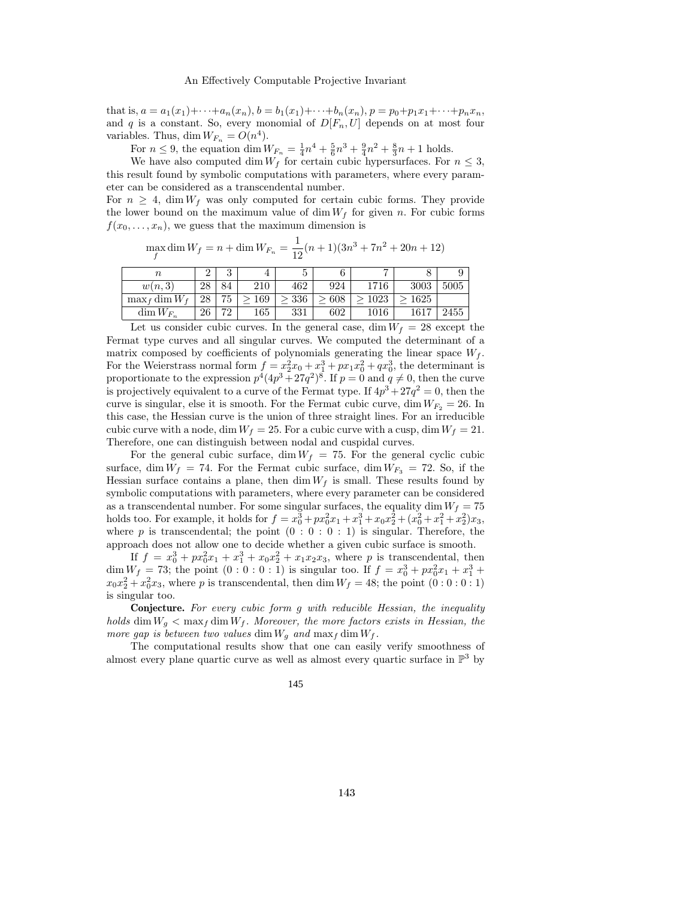that is, $a = a_1(x_1) + \cdots + a_n(x_n)$, $b = b_1(x_1) + \cdots + b_n(x_n)$, $p = p_0 + p_1 x_1 + \cdots + p_n x_n$, and $q$ is a constant. So, every monomial of $D[F_n, U]$ depends on at most four variables. Thus, $\dim W_{F_n} = O(n^4)$.

For $n \leq 9$, the equation $\dim W_{F_n} = \frac{1}{4}n^4 + \frac{5}{6}n^3 + \frac{9}{4}n^2 + \frac{8}{3}n + 1$ holds.

We have also computed $\dim W_f$ for certain cubic hypersurfaces. For $n \leq 3$, this result found by symbolic computations with parameters, where every parameter can be considered as a transcendental number.

For $n \geq 4$, $\dim W_f$ was only computed for certain cubic forms. They provide the lower bound on the maximum value of $\dim W_f$ for given $n$. For cubic forms $f(x_0, \ldots, x_n)$, we guess that the maximum dimension is

$$\max_f \dim W_f = n + \dim W_{F_n} = \frac{1}{12}(n+1)(3n^3 + 7n^2 + 20n + 12)$$

| $n$ | 2 | 3 | 4 | 5 | 6 | 7 | 8 | 9 |
|---|---|---|---|---|---|---|---|---|
| $w(n,3)$ | 28 | 84 | 210 | 462 | 924 | 1716 | 3003 | 5005 |
| $\max_f \dim W_f$ | 28 | 75 | $\geq 169$ | $\geq 336$ | $\geq 608$ | $\geq 1023$ | $\geq 1625$ | |
| $\dim W_{F_n}$ | 26 | 72 | 165 | 331 | 602 | 1016 | 1617 | 2455 |

Let us consider cubic curves. In the general case, $\dim W_f = 28$ except the Fermat type curves and all singular curves. We computed the determinant of a matrix composed by coefficients of polynomials generating the linear space $W_f$. For the Weierstrass normal form $f = x_2^2 x_0 + x_1^3 + p x_1 x_0^2 + q x_0^3$, the determinant is proportionate to the expression $p^4(4p^3 + 27q^2)^8$. If $p = 0$ and $q \neq 0$, then the curve is projectively equivalent to a curve of the Fermat type. If $4p^3 + 27q^2 = 0$, then the curve is singular, else it is smooth. For the Fermat cubic curve, $\dim W_{F_2} = 26$. In this case, the Hessian curve is the union of three straight lines. For an irreducible cubic curve with a node, $\dim W_f = 25$. For a cubic curve with a cusp, $\dim W_f = 21$. Therefore, one can distinguish between nodal and cuspidal curves.

For the general cubic surface, $\dim W_f = 75$. For the general cyclic cubic surface, $\dim W_f = 74$. For the Fermat cubic surface, $\dim W_{F_3} = 72$. So, if the Hessian surface contains a plane, then $\dim W_f$ is small. These results found by symbolic computations with parameters, where every parameter can be considered as a transcendental number. For some singular surfaces, the equality $\dim W_f = 75$ holds too. For example, it holds for $f = x_0^3 + p x_0^2 x_1 + x_1^3 + x_0 x_2^2 + (x_0^2 + x_1^2 + x_2^2)x_3$, where $p$ is transcendental; the point $(0 : 0 : 0 : 1)$ is singular. Therefore, the approach does not allow one to decide whether a given cubic surface is smooth.

If $f = x_0^3 + p x_0^2 x_1 + x_1^3 + x_0 x_2^2 + x_1 x_2 x_3$, where $p$ is transcendental, then $\dim W_f = 73$; the point $(0 : 0 : 0 : 1)$ is singular too. If $f = x_0^3 + p x_0^2 x_1 + x_1^3 + x_0 x_2^2 + x_0^2 x_3$, where $p$ is transcendental, then $\dim W_f = 48$; the point $(0 : 0 : 0 : 1)$ is singular too.

**Conjecture.** *For every cubic form $g$ with reducible Hessian, the inequality holds $\dim W_g < \max_f \dim W_f$. Moreover, the more factors exists in Hessian, the more gap is between two values $\dim W_g$ and $\max_f \dim W_f$.*

The computational results show that one can easily verify smoothness of almost every plane quartic curve as well as almost every quartic surface in $\mathbb{P}^3$ by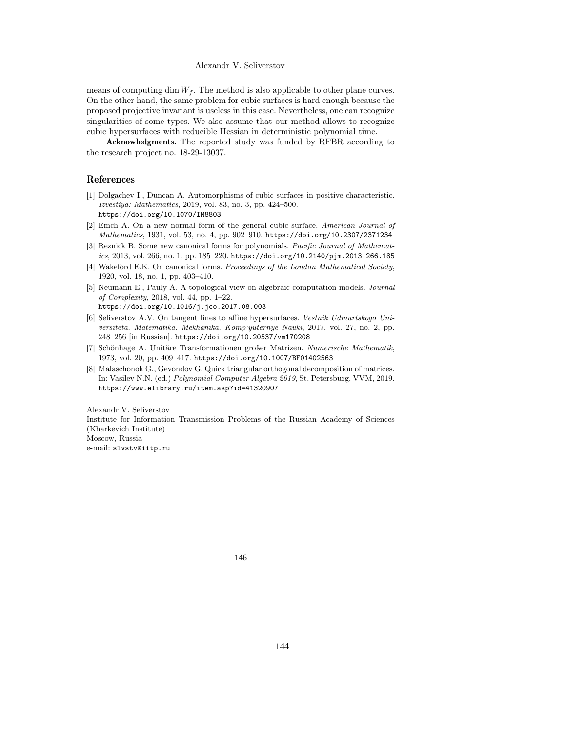means of computing $\dim W_f$. The method is also applicable to other plane curves. On the other hand, the same problem for cubic surfaces is hard enough because the proposed projective invariant is useless in this case. Nevertheless, one can recognize singularities of some types. We also assume that our method allows to recognize cubic hypersurfaces with reducible Hessian in deterministic polynomial time.

**Acknowledgments.** The reported study was funded by RFBR according to the research project no. 18-29-13037.

## References

[1] Dolgachev I., Duncan A. Automorphisms of cubic surfaces in positive characteristic. *Izvestiya: Mathematics*, 2019, vol. 83, no. 3, pp. 424–500. https://doi.org/10.1070/IM8803

[2] Emch A. On a new normal form of the general cubic surface. *American Journal of Mathematics*, 1931, vol. 53, no. 4, pp. 902–910. https://doi.org/10.2307/2371234

[3] Reznick B. Some new canonical forms for polynomials. *Pacific Journal of Mathematics*, 2013, vol. 266, no. 1, pp. 185–220. https://doi.org/10.2140/pjm.2013.266.185

[4] Wakeford E.K. On canonical forms. *Proceedings of the London Mathematical Society*, 1920, vol. 18, no. 1, pp. 403–410.

[5] Neumann E., Pauly A. A topological view on algebraic computation models. *Journal of Complexity*, 2018, vol. 44, pp. 1–22. https://doi.org/10.1016/j.jco.2017.08.003

[6] Seliverstov A.V. On tangent lines to affine hypersurfaces. *Vestnik Udmurtskogo Universiteta. Matematika. Mekhanika. Komp'yuternye Nauki*, 2017, vol. 27, no. 2, pp. 248–256 [in Russian]. https://doi.org/10.20537/vm170208

[7] Schönhage A. Unitäre Transformationen großer Matrizen. *Numerische Mathematik*, 1973, vol. 20, pp. 409–417. https://doi.org/10.1007/BF01402563

[8] Malaschonok G., Gevondov G. Quick triangular orthogonal decomposition of matrices. In: Vasilev N.N. (ed.) *Polynomial Computer Algebra 2019*, St. Petersburg, VVM, 2019. https://www.elibrary.ru/item.asp?id=41320907

Alexandr V. Seliverstov
Institute for Information Transmission Problems of the Russian Academy of Sciences (Kharkevich Institute)
Moscow, Russia
e-mail: slvstv@iitp.ru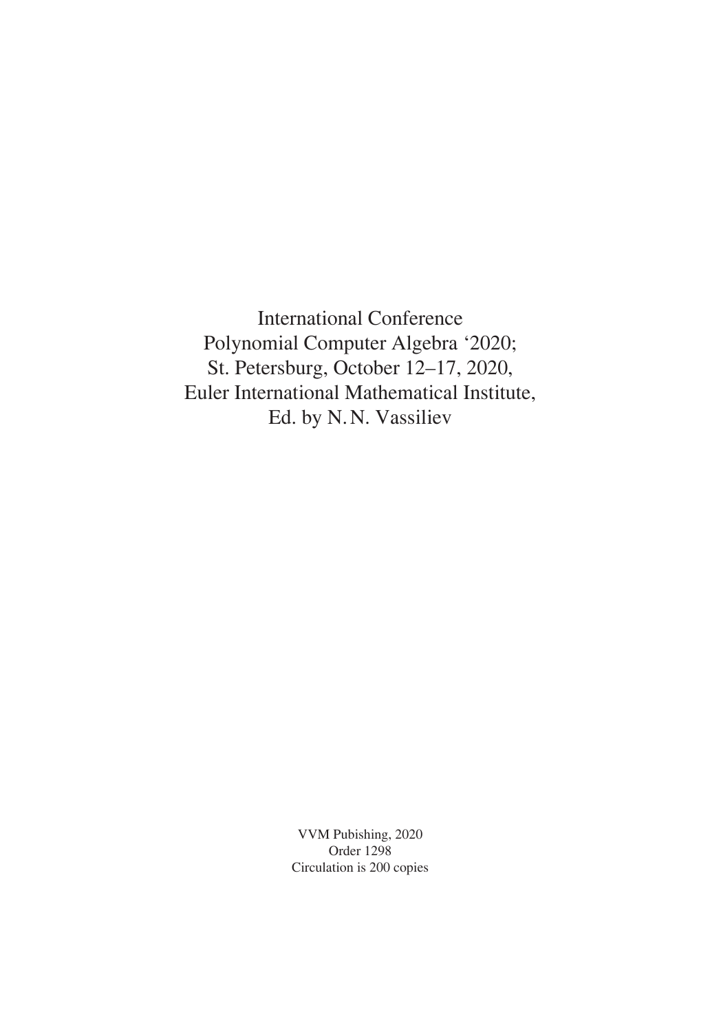International Conference
Polynomial Computer Algebra ‘2020;
St. Petersburg, October 12–17, 2020,
Euler International Mathematical Institute,
Ed. by N. N. Vassiliev

VVM Pubishing, 2020
Order 1298
Circulation is 200 copies